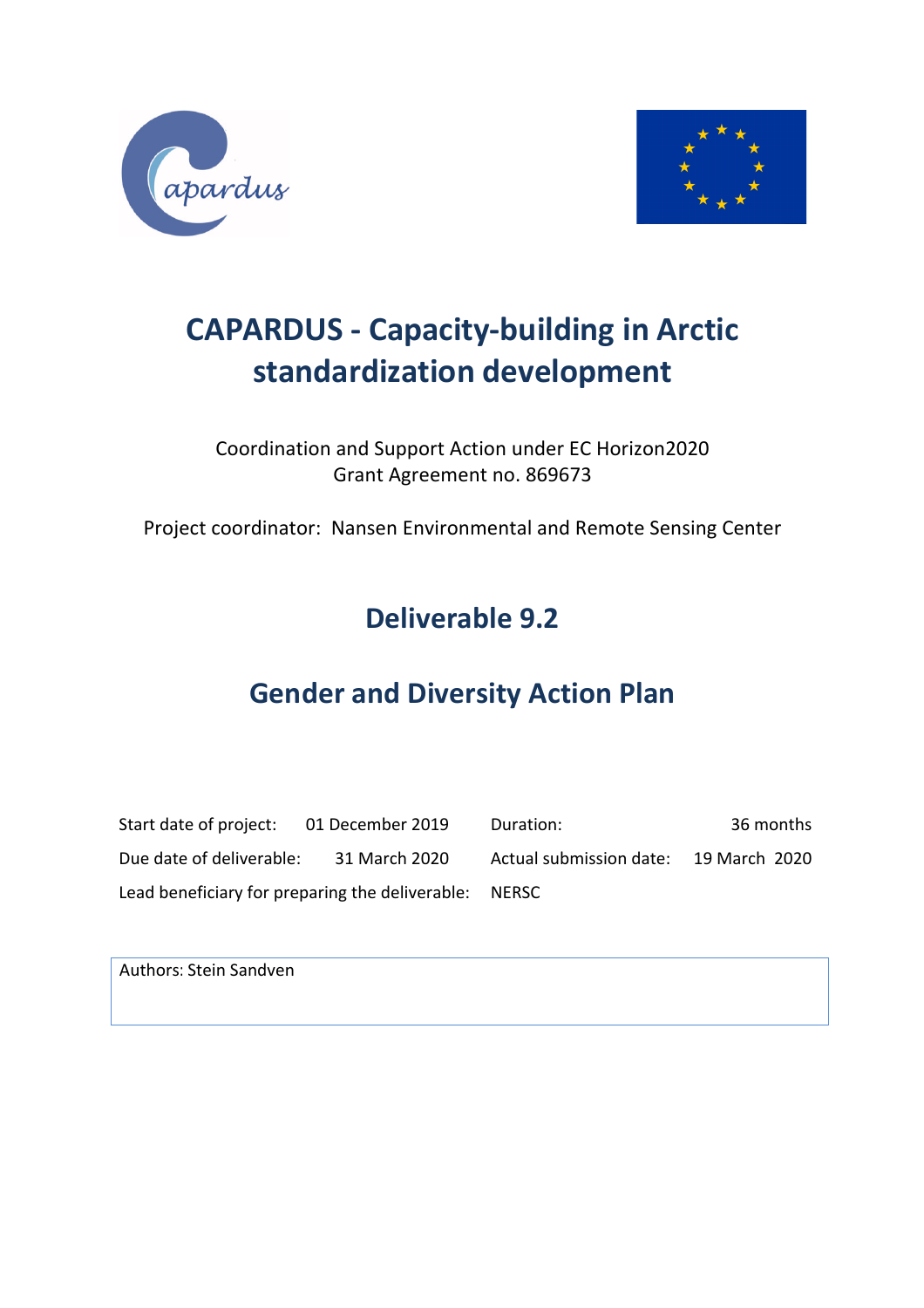# CAPARDUS - Capacity-building in Arctic standardization development

Coordination and Support Action under EC Horizon2020
Grant Agreement no. 869673

Project coordinator: Nansen Environmental and Remote Sensing Center

## Deliverable 9.2

## Gender and Diversity Action Plan

| | | | |
|---|---|---|---|
| Start date of project: | 01 December 2019 | Duration: | 36 months |
| Due date of deliverable: | 31 March 2020 | Actual submission date: | 19 March 2020 |
| Lead beneficiary for preparing the deliverable: | | NERSC | |

Authors: Stein Sandven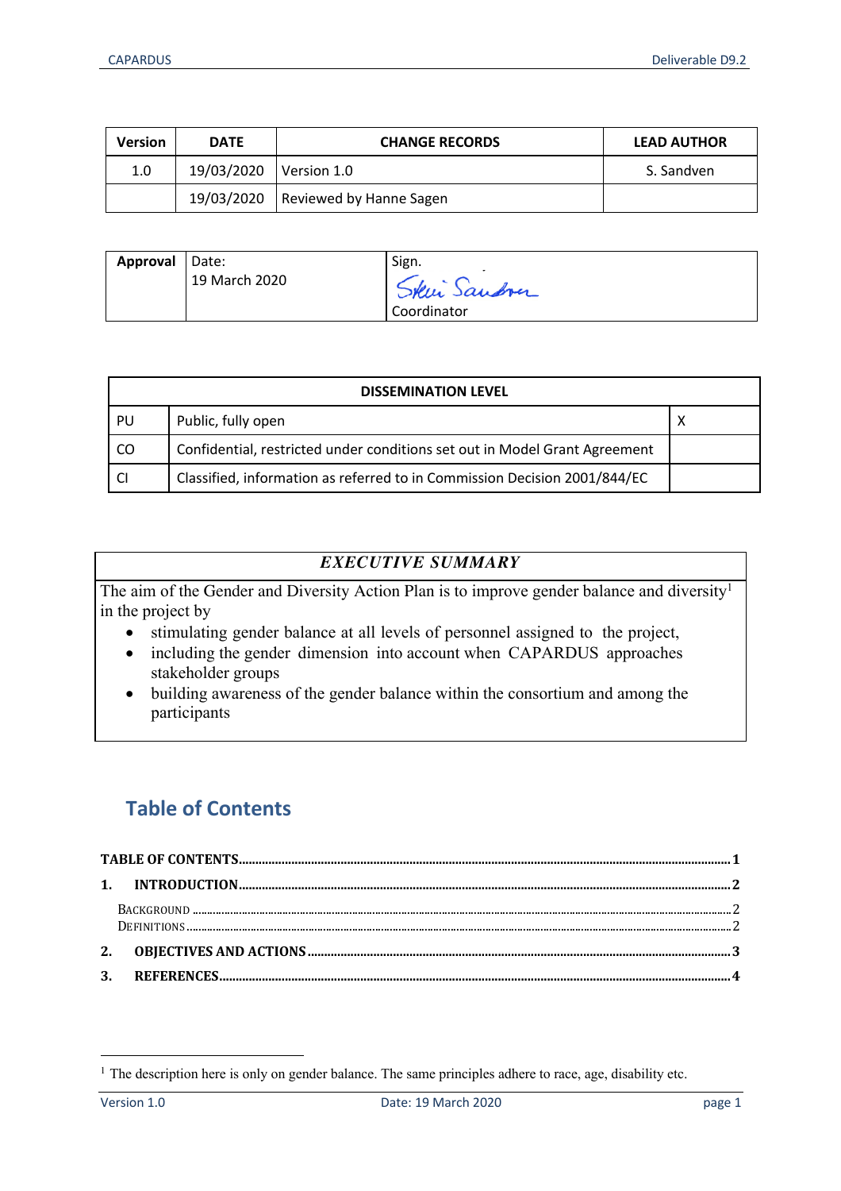| Version | DATE | CHANGE RECORDS | LEAD AUTHOR |
|---|---|---|---|
| 1.0 | 19/03/2020 | Version 1.0 | S. Sandven |
| | 19/03/2020 | Reviewed by Hanne Sagen | |

| Approval | Date: 19 March 2020 | Sign. Stein Sandven Coordinator |
|---|---|---|

| DISSEMINATION LEVEL | | |
|---|---|---|
| PU | Public, fully open | X |
| CO | Confidential, restricted under conditions set out in Model Grant Agreement | |
| CI | Classified, information as referred to in Commission Decision 2001/844/EC | |

***EXECUTIVE SUMMARY***

The aim of the Gender and Diversity Action Plan is to improve gender balance and diversity[1] in the project by

- stimulating gender balance at all levels of personnel assigned to the project,
- including the gender dimension into account when CAPARDUS approaches stakeholder groups
- building awareness of the gender balance within the consortium and among the participants

## Table of Contents

**TABLE OF CONTENTS** ..... **1**

**1. INTRODUCTION** ..... **2**

BACKGROUND ..... 2

DEFINITIONS ..... 2

**2. OBJECTIVES AND ACTIONS** ..... **3**

**3. REFERENCES** ..... **4**

[1] The description here is only on gender balance. The same principles adhere to race, age, disability etc.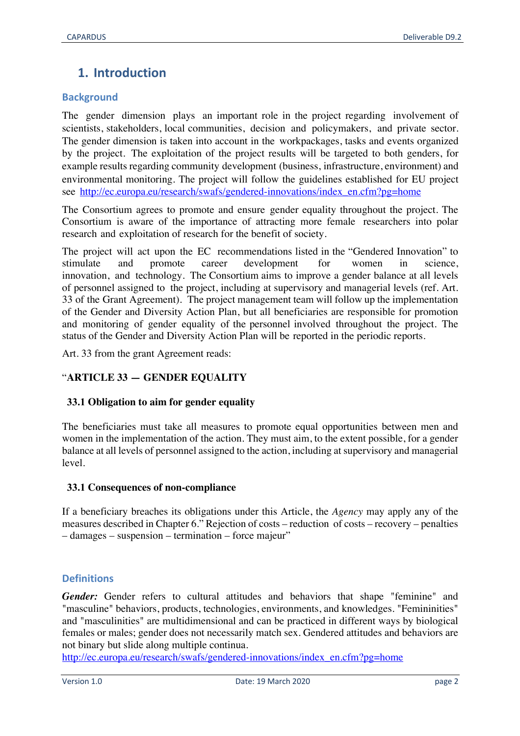# 1. Introduction

## Background

The gender dimension plays an important role in the project regarding involvement of scientists, stakeholders, local communities, decision and policymakers, and private sector. The gender dimension is taken into account in the workpackages, tasks and events organized by the project. The exploitation of the project results will be targeted to both genders, for example results regarding community development (business, infrastructure, environment) and environmental monitoring. The project will follow the guidelines established for EU project see http://ec.europa.eu/research/swafs/gendered-innovations/index_en.cfm?pg=home

The Consortium agrees to promote and ensure gender equality throughout the project. The Consortium is aware of the importance of attracting more female researchers into polar research and exploitation of research for the benefit of society.

The project will act upon the EC recommendations listed in the "Gendered Innovation" to stimulate and promote career development for women in science, innovation, and technology. The Consortium aims to improve a gender balance at all levels of personnel assigned to the project, including at supervisory and managerial levels (ref. Art. 33 of the Grant Agreement). The project management team will follow up the implementation of the Gender and Diversity Action Plan, but all beneficiaries are responsible for promotion and monitoring of gender equality of the personnel involved throughout the project. The status of the Gender and Diversity Action Plan will be reported in the periodic reports.

Art. 33 from the grant Agreement reads:

"**ARTICLE 33 — GENDER EQUALITY**

**33.1 Obligation to aim for gender equality**

The beneficiaries must take all measures to promote equal opportunities between men and women in the implementation of the action. They must aim, to the extent possible, for a gender balance at all levels of personnel assigned to the action, including at supervisory and managerial level.

**33.1 Consequences of non-compliance**

If a beneficiary breaches its obligations under this Article, the *Agency* may apply any of the measures described in Chapter 6." Rejection of costs – reduction of costs – recovery – penalties – damages – suspension – termination – force majeur"

## Definitions

***Gender:*** Gender refers to cultural attitudes and behaviors that shape "feminine" and "masculine" behaviors, products, technologies, environments, and knowledges. "Femininities" and "masculinities" are multidimensional and can be practiced in different ways by biological females or males; gender does not necessarily match sex. Gendered attitudes and behaviors are not binary but slide along multiple continua.
http://ec.europa.eu/research/swafs/gendered-innovations/index_en.cfm?pg=home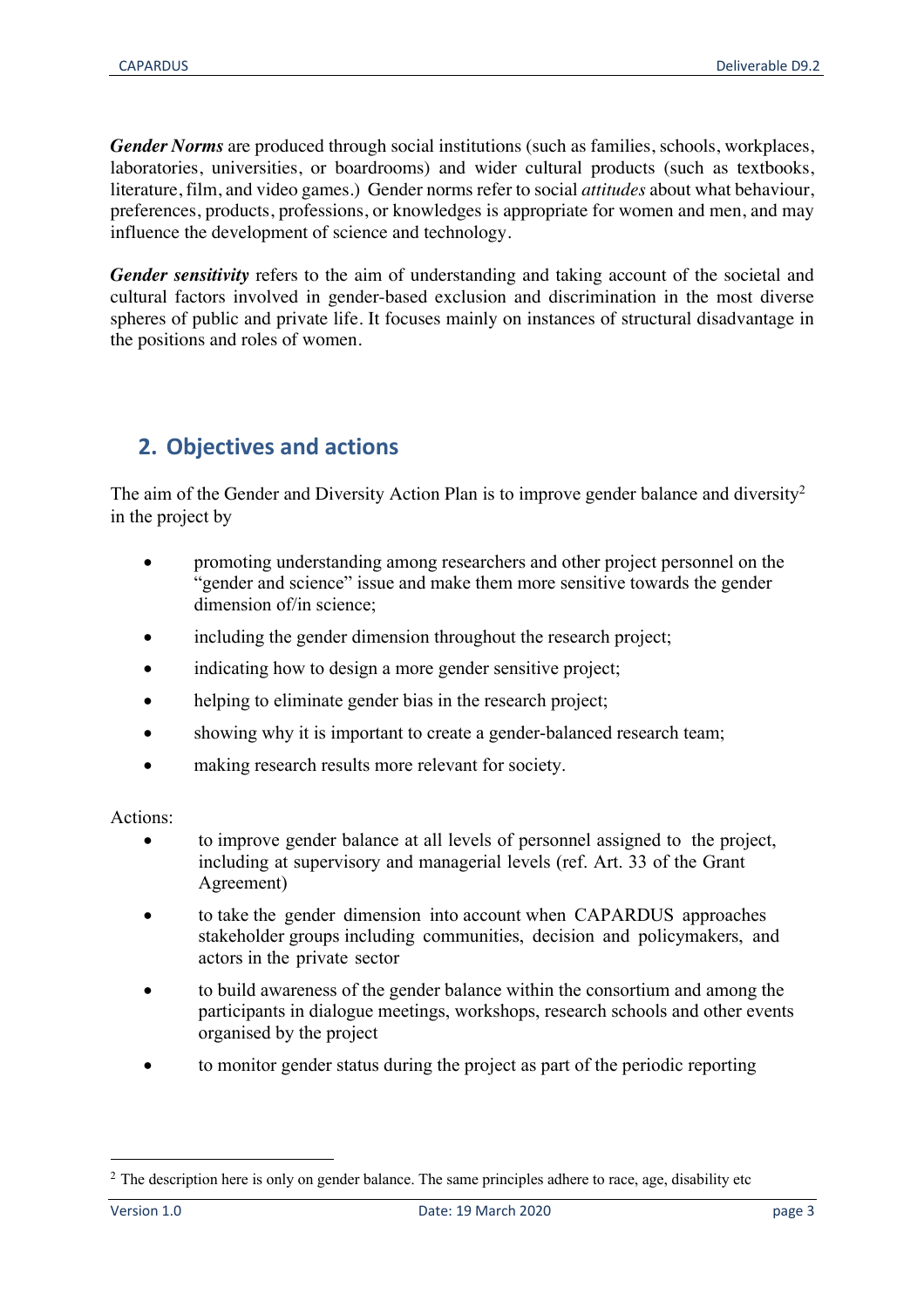***Gender Norms*** are produced through social institutions (such as families, schools, workplaces, laboratories, universities, or boardrooms) and wider cultural products (such as textbooks, literature, film, and video games.) Gender norms refer to social *attitudes* about what behaviour, preferences, products, professions, or knowledges is appropriate for women and men, and may influence the development of science and technology.

***Gender sensitivity*** refers to the aim of understanding and taking account of the societal and cultural factors involved in gender-based exclusion and discrimination in the most diverse spheres of public and private life. It focuses mainly on instances of structural disadvantage in the positions and roles of women.

## 2. Objectives and actions

The aim of the Gender and Diversity Action Plan is to improve gender balance and diversity[2] in the project by

- promoting understanding among researchers and other project personnel on the "gender and science" issue and make them more sensitive towards the gender dimension of/in science;
- including the gender dimension throughout the research project;
- indicating how to design a more gender sensitive project;
- helping to eliminate gender bias in the research project;
- showing why it is important to create a gender-balanced research team;
- making research results more relevant for society.

Actions:

- to improve gender balance at all levels of personnel assigned to the project, including at supervisory and managerial levels (ref. Art. 33 of the Grant Agreement)
- to take the gender dimension into account when CAPARDUS approaches stakeholder groups including communities, decision and policymakers, and actors in the private sector
- to build awareness of the gender balance within the consortium and among the participants in dialogue meetings, workshops, research schools and other events organised by the project
- to monitor gender status during the project as part of the periodic reporting

[2] The description here is only on gender balance. The same principles adhere to race, age, disability etc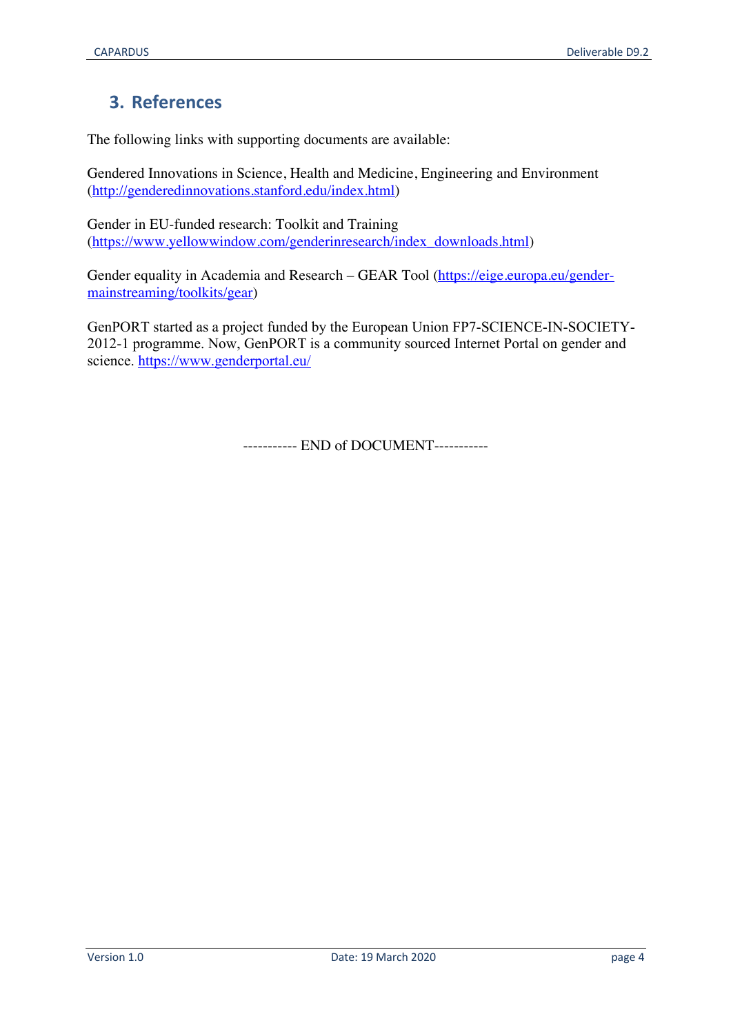## 3. References

The following links with supporting documents are available:

Gendered Innovations in Science, Health and Medicine, Engineering and Environment (http://genderedinnovations.stanford.edu/index.html)

Gender in EU-funded research: Toolkit and Training (https://www.yellowwindow.com/genderinresearch/index_downloads.html)

Gender equality in Academia and Research – GEAR Tool (https://eige.europa.eu/gender-mainstreaming/toolkits/gear)

GenPORT started as a project funded by the European Union FP7-SCIENCE-IN-SOCIETY-2012-1 programme. Now, GenPORT is a community sourced Internet Portal on gender and science. https://www.genderportal.eu/

----------- END of DOCUMENT-----------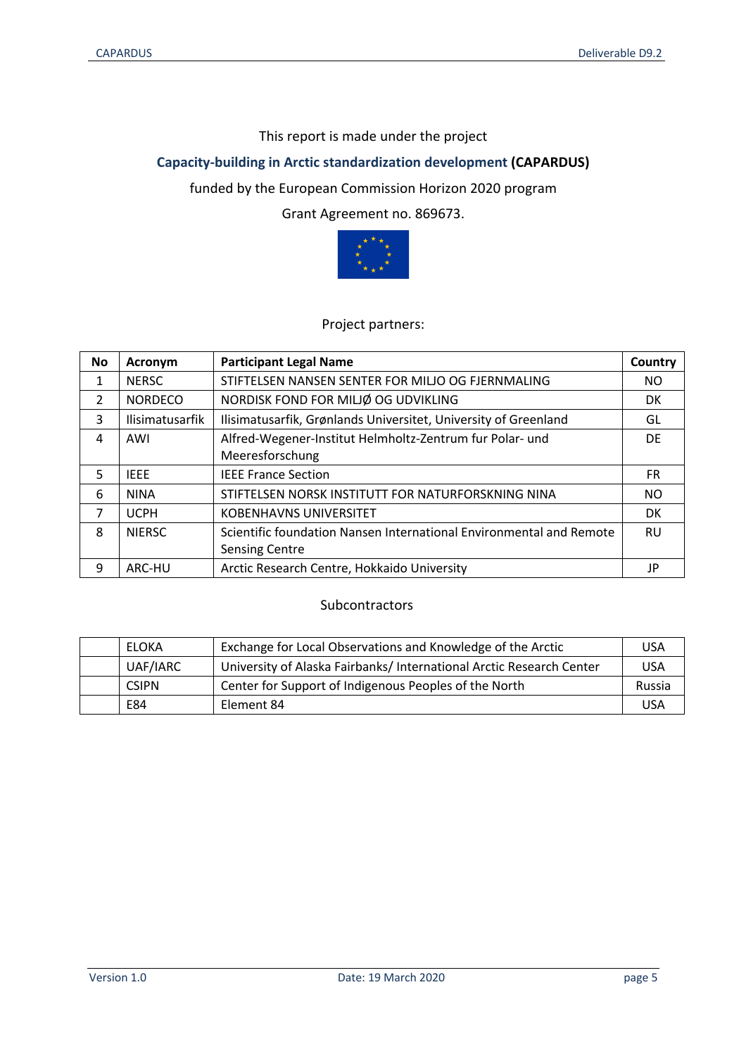This report is made under the project

**Capacity-building in Arctic standardization development (CAPARDUS)**

funded by the European Commission Horizon 2020 program

Grant Agreement no. 869673.

Project partners:

| No | Acronym | Participant Legal Name | Country |
|---|---|---|---|
| 1 | NERSC | STIFTELSEN NANSEN SENTER FOR MILJO OG FJERNMALING | NO |
| 2 | NORDECO | NORDISK FOND FOR MILJØ OG UDVIKLING | DK |
| 3 | Ilisimatusarfik | Ilisimatusarfik, Grønlands Universitet, University of Greenland | GL |
| 4 | AWI | Alfred-Wegener-Institut Helmholtz-Zentrum fur Polar- und Meeresforschung | DE |
| 5 | IEEE | IEEE France Section | FR |
| 6 | NINA | STIFTELSEN NORSK INSTITUTT FOR NATURFORSKNING NINA | NO |
| 7 | UCPH | KOBENHAVNS UNIVERSITET | DK |
| 8 | NIERSC | Scientific foundation Nansen International Environmental and Remote Sensing Centre | RU |
| 9 | ARC-HU | Arctic Research Centre, Hokkaido University | JP |

Subcontractors

| | | | |
|---|---|---|---|
| | ELOKA | Exchange for Local Observations and Knowledge of the Arctic | USA |
| | UAF/IARC | University of Alaska Fairbanks/ International Arctic Research Center | USA |
| | CSIPN | Center for Support of Indigenous Peoples of the North | Russia |
| | E84 | Element 84 | USA |